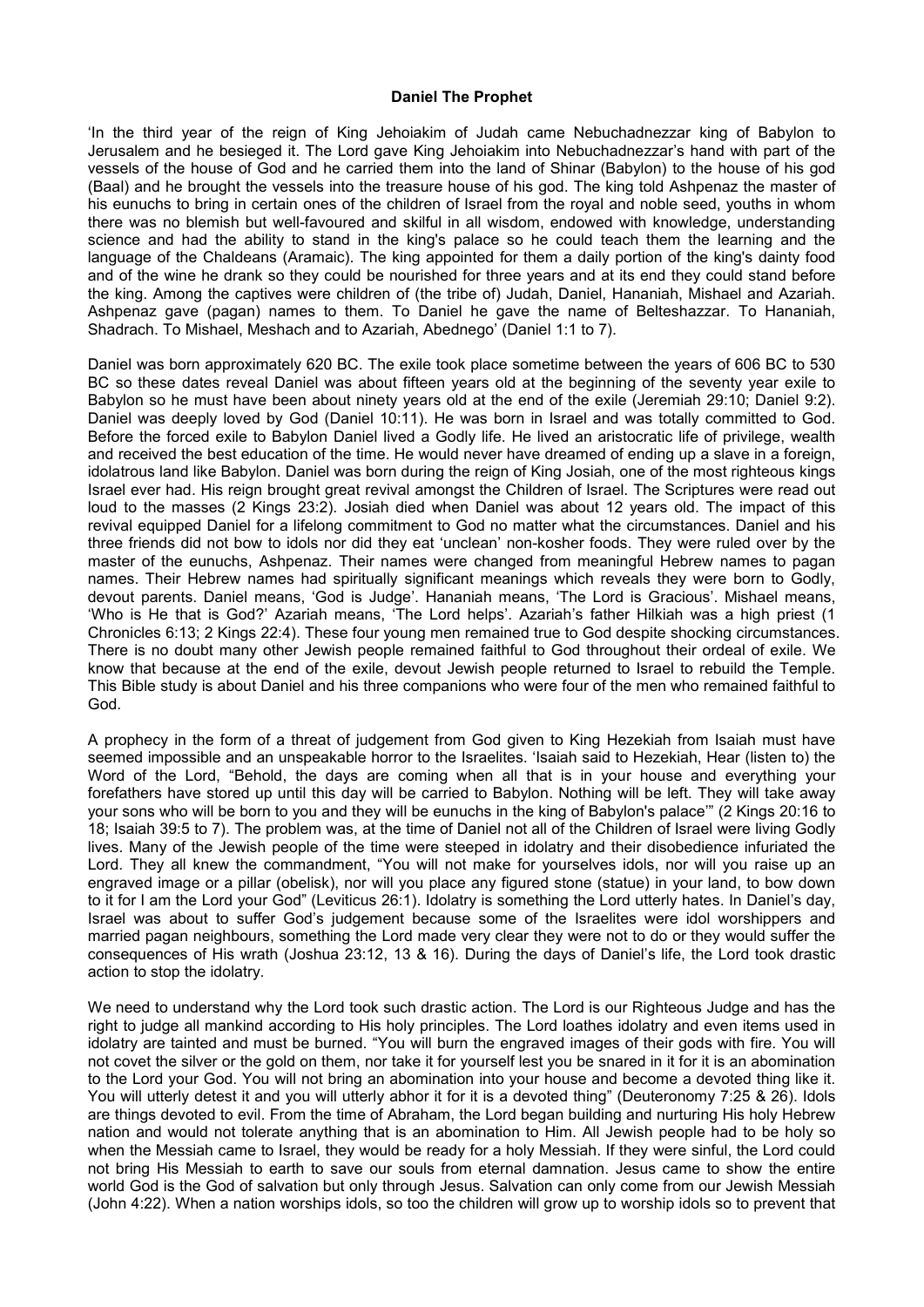# Daniel The Prophet

'In the third year of the reign of King Jehoiakim of Judah came Nebuchadnezzar king of Babylon to Jerusalem and he besieged it. The Lord gave King Jehoiakim into Nebuchadnezzar's hand with part of the vessels of the house of God and he carried them into the land of Shinar (Babylon) to the house of his god (Baal) and he brought the vessels into the treasure house of his god. The king told Ashpenaz the master of his eunuchs to bring in certain ones of the children of Israel from the royal and noble seed, youths in whom there was no blemish but well-favoured and skilful in all wisdom, endowed with knowledge, understanding science and had the ability to stand in the king's palace so he could teach them the learning and the language of the Chaldeans (Aramaic). The king appointed for them a daily portion of the king's dainty food and of the wine he drank so they could be nourished for three years and at its end they could stand before the king. Among the captives were children of (the tribe of) Judah, Daniel, Hananiah, Mishael and Azariah. Ashpenaz gave (pagan) names to them. To Daniel he gave the name of Belteshazzar. To Hananiah, Shadrach. To Mishael, Meshach and to Azariah, Abednego' (Daniel 1:1 to 7).

Daniel was born approximately 620 BC. The exile took place sometime between the years of 606 BC to 530 BC so these dates reveal Daniel was about fifteen years old at the beginning of the seventy year exile to Babylon so he must have been about ninety years old at the end of the exile (Jeremiah 29:10; Daniel 9:2). Daniel was deeply loved by God (Daniel 10:11). He was born in Israel and was totally committed to God. Before the forced exile to Babylon Daniel lived a Godly life. He lived an aristocratic life of privilege, wealth and received the best education of the time. He would never have dreamed of ending up a slave in a foreign, idolatrous land like Babylon. Daniel was born during the reign of King Josiah, one of the most righteous kings Israel ever had. His reign brought great revival amongst the Children of Israel. The Scriptures were read out loud to the masses (2 Kings 23:2). Josiah died when Daniel was about 12 years old. The impact of this revival equipped Daniel for a lifelong commitment to God no matter what the circumstances. Daniel and his three friends did not bow to idols nor did they eat 'unclean' non-kosher foods. They were ruled over by the master of the eunuchs, Ashpenaz. Their names were changed from meaningful Hebrew names to pagan names. Their Hebrew names had spiritually significant meanings which reveals they were born to Godly, devout parents. Daniel means, 'God is Judge'. Hananiah means, 'The Lord is Gracious'. Mishael means, 'Who is He that is God?' Azariah means, 'The Lord helps'. Azariah's father Hilkiah was a high priest (1 Chronicles 6:13; 2 Kings 22:4). These four young men remained true to God despite shocking circumstances. There is no doubt many other Jewish people remained faithful to God throughout their ordeal of exile. We know that because at the end of the exile, devout Jewish people returned to Israel to rebuild the Temple. This Bible study is about Daniel and his three companions who were four of the men who remained faithful to God.

A prophecy in the form of a threat of judgement from God given to King Hezekiah from Isaiah must have seemed impossible and an unspeakable horror to the Israelites. 'Isaiah said to Hezekiah, Hear (listen to) the Word of the Lord, "Behold, the days are coming when all that is in your house and everything your forefathers have stored up until this day will be carried to Babylon. Nothing will be left. They will take away your sons who will be born to you and they will be eunuchs in the king of Babylon's palace"' (2 Kings 20:16 to 18; Isaiah 39:5 to 7). The problem was, at the time of Daniel not all of the Children of Israel were living Godly lives. Many of the Jewish people of the time were steeped in idolatry and their disobedience infuriated the Lord. They all knew the commandment, "You will not make for yourselves idols, nor will you raise up an engraved image or a pillar (obelisk), nor will you place any figured stone (statue) in your land, to bow down to it for I am the Lord your God" (Leviticus 26:1). Idolatry is something the Lord utterly hates. In Daniel's day, Israel was about to suffer God's judgement because some of the Israelites were idol worshippers and married pagan neighbours, something the Lord made very clear they were not to do or they would suffer the consequences of His wrath (Joshua 23:12, 13 & 16). During the days of Daniel's life, the Lord took drastic action to stop the idolatry.

We need to understand why the Lord took such drastic action. The Lord is our Righteous Judge and has the right to judge all mankind according to His holy principles. The Lord loathes idolatry and even items used in idolatry are tainted and must be burned. "You will burn the engraved images of their gods with fire. You will not covet the silver or the gold on them, nor take it for yourself lest you be snared in it for it is an abomination to the Lord your God. You will not bring an abomination into your house and become a devoted thing like it. You will utterly detest it and you will utterly abhor it for it is a devoted thing" (Deuteronomy 7:25 & 26). Idols are things devoted to evil. From the time of Abraham, the Lord began building and nurturing His holy Hebrew nation and would not tolerate anything that is an abomination to Him. All Jewish people had to be holy so when the Messiah came to Israel, they would be ready for a holy Messiah. If they were sinful, the Lord could not bring His Messiah to earth to save our souls from eternal damnation. Jesus came to show the entire world God is the God of salvation but only through Jesus. Salvation can only come from our Jewish Messiah (John 4:22). When a nation worships idols, so too the children will grow up to worship idols so to prevent that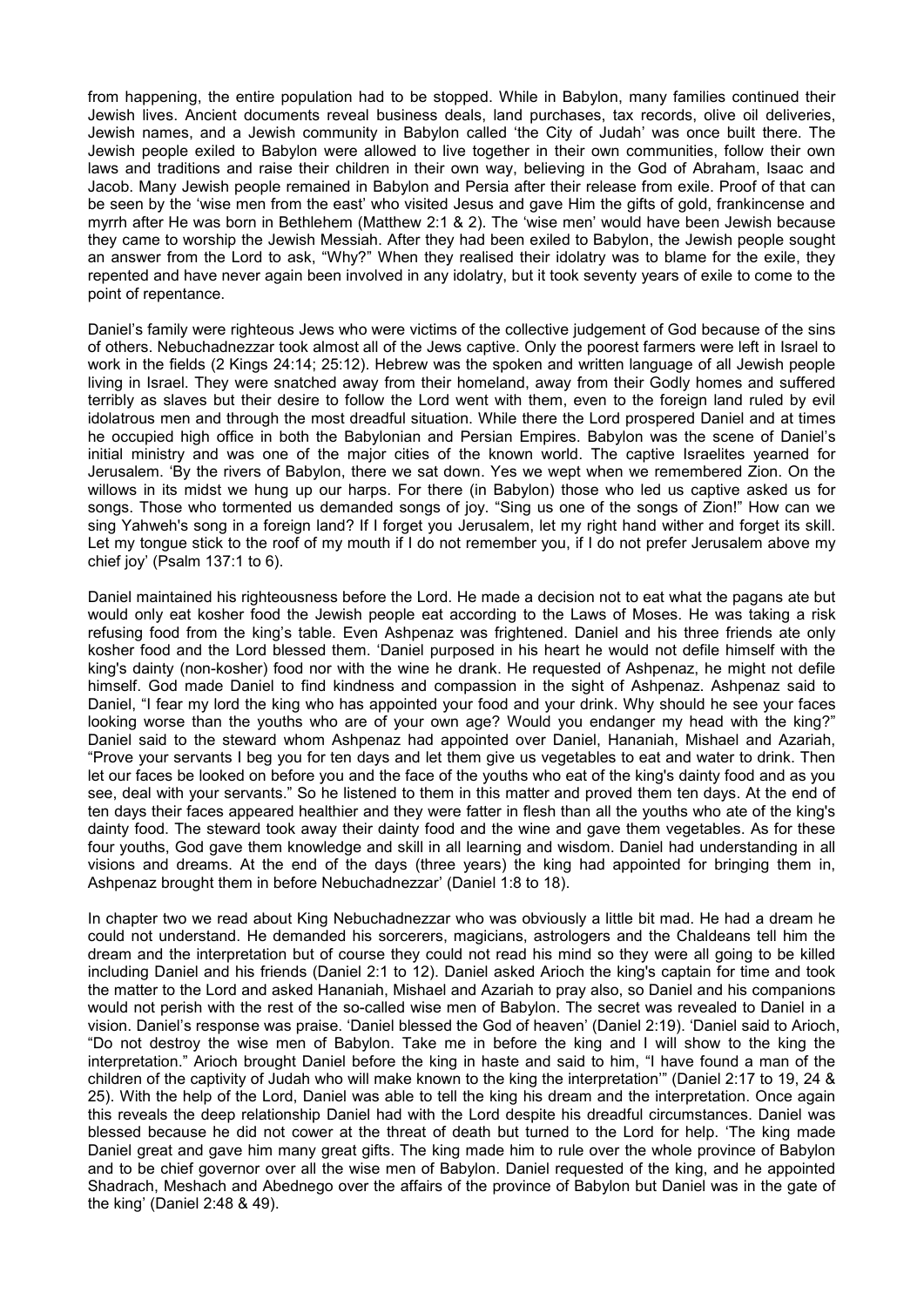from happening, the entire population had to be stopped. While in Babylon, many families continued their Jewish lives. Ancient documents reveal business deals, land purchases, tax records, olive oil deliveries, Jewish names, and a Jewish community in Babylon called 'the City of Judah' was once built there. The Jewish people exiled to Babylon were allowed to live together in their own communities, follow their own laws and traditions and raise their children in their own way, believing in the God of Abraham, Isaac and Jacob. Many Jewish people remained in Babylon and Persia after their release from exile. Proof of that can be seen by the 'wise men from the east' who visited Jesus and gave Him the gifts of gold, frankincense and myrrh after He was born in Bethlehem (Matthew 2:1 & 2). The 'wise men' would have been Jewish because they came to worship the Jewish Messiah. After they had been exiled to Babylon, the Jewish people sought an answer from the Lord to ask, "Why?" When they realised their idolatry was to blame for the exile, they repented and have never again been involved in any idolatry, but it took seventy years of exile to come to the point of repentance.

Daniel's family were righteous Jews who were victims of the collective judgement of God because of the sins of others. Nebuchadnezzar took almost all of the Jews captive. Only the poorest farmers were left in Israel to work in the fields (2 Kings 24:14; 25:12). Hebrew was the spoken and written language of all Jewish people living in Israel. They were snatched away from their homeland, away from their Godly homes and suffered terribly as slaves but their desire to follow the Lord went with them, even to the foreign land ruled by evil idolatrous men and through the most dreadful situation. While there the Lord prospered Daniel and at times he occupied high office in both the Babylonian and Persian Empires. Babylon was the scene of Daniel's initial ministry and was one of the major cities of the known world. The captive Israelites yearned for Jerusalem. 'By the rivers of Babylon, there we sat down. Yes we wept when we remembered Zion. On the willows in its midst we hung up our harps. For there (in Babylon) those who led us captive asked us for songs. Those who tormented us demanded songs of joy. "Sing us one of the songs of Zion!" How can we sing Yahweh's song in a foreign land? If I forget you Jerusalem, let my right hand wither and forget its skill. Let my tongue stick to the roof of my mouth if I do not remember you, if I do not prefer Jerusalem above my chief joy' (Psalm 137:1 to 6).

Daniel maintained his righteousness before the Lord. He made a decision not to eat what the pagans ate but would only eat kosher food the Jewish people eat according to the Laws of Moses. He was taking a risk refusing food from the king's table. Even Ashpenaz was frightened. Daniel and his three friends ate only kosher food and the Lord blessed them. 'Daniel purposed in his heart he would not defile himself with the king's dainty (non-kosher) food nor with the wine he drank. He requested of Ashpenaz, he might not defile himself. God made Daniel to find kindness and compassion in the sight of Ashpenaz. Ashpenaz said to Daniel, "I fear my lord the king who has appointed your food and your drink. Why should he see your faces looking worse than the youths who are of your own age? Would you endanger my head with the king?" Daniel said to the steward whom Ashpenaz had appointed over Daniel, Hananiah, Mishael and Azariah, "Prove your servants I beg you for ten days and let them give us vegetables to eat and water to drink. Then let our faces be looked on before you and the face of the youths who eat of the king's dainty food and as you see, deal with your servants." So he listened to them in this matter and proved them ten days. At the end of ten days their faces appeared healthier and they were fatter in flesh than all the youths who ate of the king's dainty food. The steward took away their dainty food and the wine and gave them vegetables. As for these four youths, God gave them knowledge and skill in all learning and wisdom. Daniel had understanding in all visions and dreams. At the end of the days (three years) the king had appointed for bringing them in, Ashpenaz brought them in before Nebuchadnezzar' (Daniel 1:8 to 18).

In chapter two we read about King Nebuchadnezzar who was obviously a little bit mad. He had a dream he could not understand. He demanded his sorcerers, magicians, astrologers and the Chaldeans tell him the dream and the interpretation but of course they could not read his mind so they were all going to be killed including Daniel and his friends (Daniel 2:1 to 12). Daniel asked Arioch the king's captain for time and took the matter to the Lord and asked Hananiah, Mishael and Azariah to pray also, so Daniel and his companions would not perish with the rest of the so-called wise men of Babylon. The secret was revealed to Daniel in a vision. Daniel's response was praise. 'Daniel blessed the God of heaven' (Daniel 2:19). 'Daniel said to Arioch, "Do not destroy the wise men of Babylon. Take me in before the king and I will show to the king the interpretation." Arioch brought Daniel before the king in haste and said to him, "I have found a man of the children of the captivity of Judah who will make known to the king the interpretation'" (Daniel 2:17 to 19, 24 & 25). With the help of the Lord, Daniel was able to tell the king his dream and the interpretation. Once again this reveals the deep relationship Daniel had with the Lord despite his dreadful circumstances. Daniel was blessed because he did not cower at the threat of death but turned to the Lord for help. 'The king made Daniel great and gave him many great gifts. The king made him to rule over the whole province of Babylon and to be chief governor over all the wise men of Babylon. Daniel requested of the king, and he appointed Shadrach, Meshach and Abednego over the affairs of the province of Babylon but Daniel was in the gate of the king' (Daniel 2:48 & 49).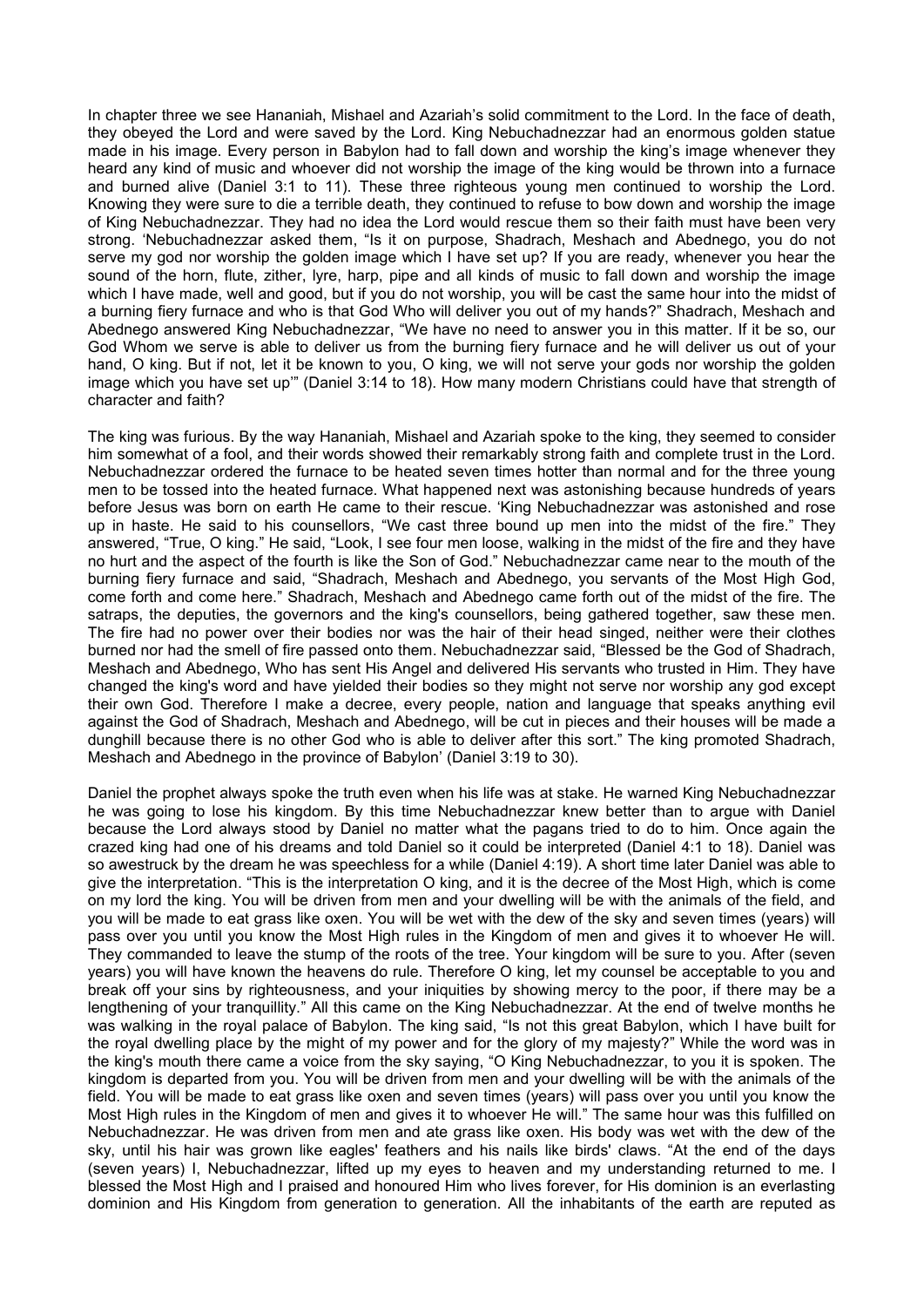In chapter three we see Hananiah, Mishael and Azariah's solid commitment to the Lord. In the face of death, they obeyed the Lord and were saved by the Lord. King Nebuchadnezzar had an enormous golden statue made in his image. Every person in Babylon had to fall down and worship the king's image whenever they heard any kind of music and whoever did not worship the image of the king would be thrown into a furnace and burned alive (Daniel 3:1 to 11). These three righteous young men continued to worship the Lord. Knowing they were sure to die a terrible death, they continued to refuse to bow down and worship the image of King Nebuchadnezzar. They had no idea the Lord would rescue them so their faith must have been very strong. 'Nebuchadnezzar asked them, "Is it on purpose, Shadrach, Meshach and Abednego, you do not serve my god nor worship the golden image which I have set up? If you are ready, whenever you hear the sound of the horn, flute, zither, lyre, harp, pipe and all kinds of music to fall down and worship the image which I have made, well and good, but if you do not worship, you will be cast the same hour into the midst of a burning fiery furnace and who is that God Who will deliver you out of my hands?" Shadrach, Meshach and Abednego answered King Nebuchadnezzar, "We have no need to answer you in this matter. If it be so, our God Whom we serve is able to deliver us from the burning fiery furnace and he will deliver us out of your hand, O king. But if not, let it be known to you, O king, we will not serve your gods nor worship the golden image which you have set up'" (Daniel 3:14 to 18). How many modern Christians could have that strength of character and faith?

The king was furious. By the way Hananiah, Mishael and Azariah spoke to the king, they seemed to consider him somewhat of a fool, and their words showed their remarkably strong faith and complete trust in the Lord. Nebuchadnezzar ordered the furnace to be heated seven times hotter than normal and for the three young men to be tossed into the heated furnace. What happened next was astonishing because hundreds of years before Jesus was born on earth He came to their rescue. 'King Nebuchadnezzar was astonished and rose up in haste. He said to his counsellors, "We cast three bound up men into the midst of the fire." They answered, "True, O king." He said, "Look, I see four men loose, walking in the midst of the fire and they have no hurt and the aspect of the fourth is like the Son of God." Nebuchadnezzar came near to the mouth of the burning fiery furnace and said, "Shadrach, Meshach and Abednego, you servants of the Most High God, come forth and come here." Shadrach, Meshach and Abednego came forth out of the midst of the fire. The satraps, the deputies, the governors and the king's counsellors, being gathered together, saw these men. The fire had no power over their bodies nor was the hair of their head singed, neither were their clothes burned nor had the smell of fire passed onto them. Nebuchadnezzar said, "Blessed be the God of Shadrach, Meshach and Abednego, Who has sent His Angel and delivered His servants who trusted in Him. They have changed the king's word and have yielded their bodies so they might not serve nor worship any god except their own God. Therefore I make a decree, every people, nation and language that speaks anything evil against the God of Shadrach, Meshach and Abednego, will be cut in pieces and their houses will be made a dunghill because there is no other God who is able to deliver after this sort." The king promoted Shadrach, Meshach and Abednego in the province of Babylon' (Daniel 3:19 to 30).

Daniel the prophet always spoke the truth even when his life was at stake. He warned King Nebuchadnezzar he was going to lose his kingdom. By this time Nebuchadnezzar knew better than to argue with Daniel because the Lord always stood by Daniel no matter what the pagans tried to do to him. Once again the crazed king had one of his dreams and told Daniel so it could be interpreted (Daniel 4:1 to 18). Daniel was so awestruck by the dream he was speechless for a while (Daniel 4:19). A short time later Daniel was able to give the interpretation. "This is the interpretation O king, and it is the decree of the Most High, which is come on my lord the king. You will be driven from men and your dwelling will be with the animals of the field, and you will be made to eat grass like oxen. You will be wet with the dew of the sky and seven times (years) will pass over you until you know the Most High rules in the Kingdom of men and gives it to whoever He will. They commanded to leave the stump of the roots of the tree. Your kingdom will be sure to you. After (seven years) you will have known the heavens do rule. Therefore O king, let my counsel be acceptable to you and break off your sins by righteousness, and your iniquities by showing mercy to the poor, if there may be a lengthening of your tranquillity." All this came on the King Nebuchadnezzar. At the end of twelve months he was walking in the royal palace of Babylon. The king said, "Is not this great Babylon, which I have built for the royal dwelling place by the might of my power and for the glory of my majesty?" While the word was in the king's mouth there came a voice from the sky saying, "O King Nebuchadnezzar, to you it is spoken. The kingdom is departed from you. You will be driven from men and your dwelling will be with the animals of the field. You will be made to eat grass like oxen and seven times (years) will pass over you until you know the Most High rules in the Kingdom of men and gives it to whoever He will." The same hour was this fulfilled on Nebuchadnezzar. He was driven from men and ate grass like oxen. His body was wet with the dew of the sky, until his hair was grown like eagles' feathers and his nails like birds' claws. "At the end of the days (seven years) I, Nebuchadnezzar, lifted up my eyes to heaven and my understanding returned to me. I blessed the Most High and I praised and honoured Him who lives forever, for His dominion is an everlasting dominion and His Kingdom from generation to generation. All the inhabitants of the earth are reputed as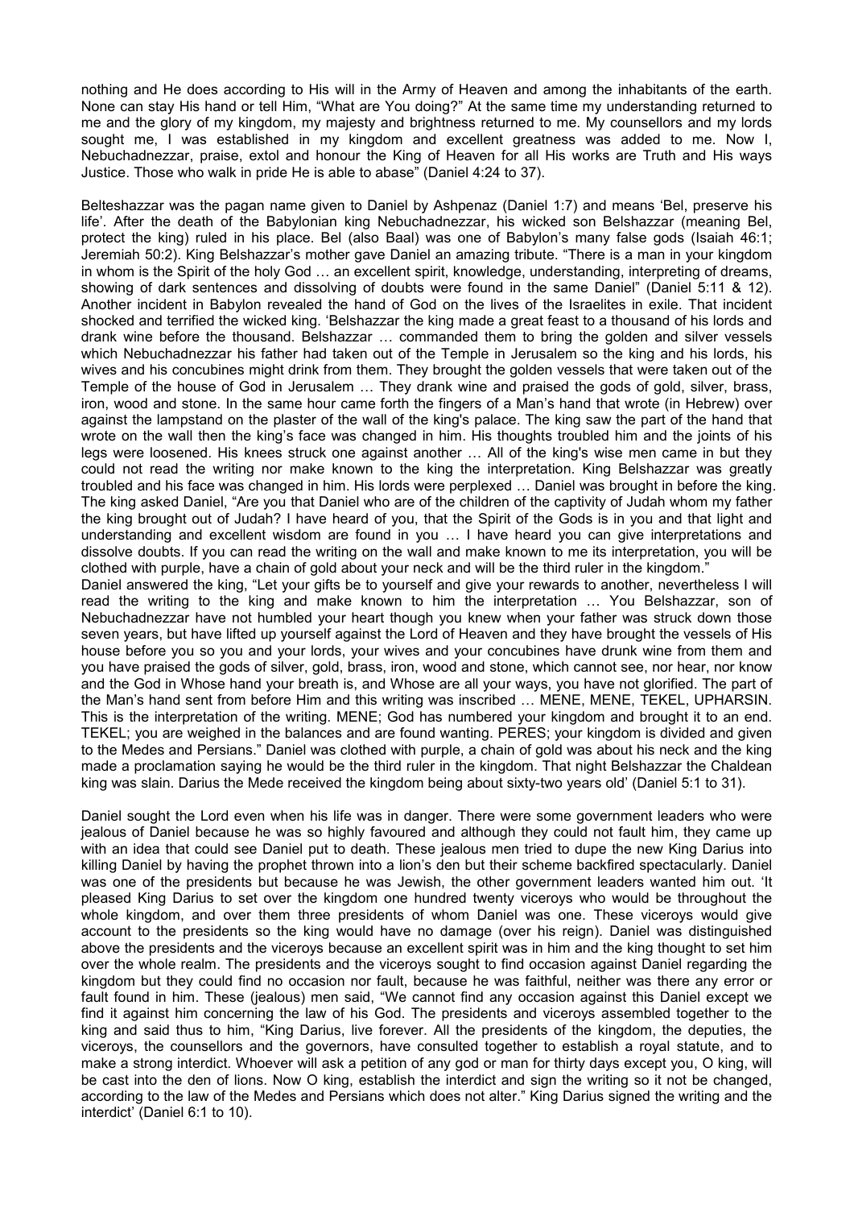nothing and He does according to His will in the Army of Heaven and among the inhabitants of the earth. None can stay His hand or tell Him, "What are You doing?" At the same time my understanding returned to me and the glory of my kingdom, my majesty and brightness returned to me. My counsellors and my lords sought me, I was established in my kingdom and excellent greatness was added to me. Now I, Nebuchadnezzar, praise, extol and honour the King of Heaven for all His works are Truth and His ways Justice. Those who walk in pride He is able to abase" (Daniel 4:24 to 37).

Belteshazzar was the pagan name given to Daniel by Ashpenaz (Daniel 1:7) and means 'Bel, preserve his life'. After the death of the Babylonian king Nebuchadnezzar, his wicked son Belshazzar (meaning Bel, protect the king) ruled in his place. Bel (also Baal) was one of Babylon's many false gods (Isaiah 46:1; Jeremiah 50:2). King Belshazzar's mother gave Daniel an amazing tribute. "There is a man in your kingdom in whom is the Spirit of the holy God … an excellent spirit, knowledge, understanding, interpreting of dreams, showing of dark sentences and dissolving of doubts were found in the same Daniel" (Daniel 5:11 & 12). Another incident in Babylon revealed the hand of God on the lives of the Israelites in exile. That incident shocked and terrified the wicked king. 'Belshazzar the king made a great feast to a thousand of his lords and drank wine before the thousand. Belshazzar … commanded them to bring the golden and silver vessels which Nebuchadnezzar his father had taken out of the Temple in Jerusalem so the king and his lords, his wives and his concubines might drink from them. They brought the golden vessels that were taken out of the Temple of the house of God in Jerusalem … They drank wine and praised the gods of gold, silver, brass, iron, wood and stone. In the same hour came forth the fingers of a Man's hand that wrote (in Hebrew) over against the lampstand on the plaster of the wall of the king's palace. The king saw the part of the hand that wrote on the wall then the king's face was changed in him. His thoughts troubled him and the joints of his legs were loosened. His knees struck one against another … All of the king's wise men came in but they could not read the writing nor make known to the king the interpretation. King Belshazzar was greatly troubled and his face was changed in him. His lords were perplexed … Daniel was brought in before the king. The king asked Daniel, "Are you that Daniel who are of the children of the captivity of Judah whom my father the king brought out of Judah? I have heard of you, that the Spirit of the Gods is in you and that light and understanding and excellent wisdom are found in you … I have heard you can give interpretations and dissolve doubts. If you can read the writing on the wall and make known to me its interpretation, you will be clothed with purple, have a chain of gold about your neck and will be the third ruler in the kingdom."
Daniel answered the king, "Let your gifts be to yourself and give your rewards to another, nevertheless I will read the writing to the king and make known to him the interpretation … You Belshazzar, son of Nebuchadnezzar have not humbled your heart though you knew when your father was struck down those seven years, but have lifted up yourself against the Lord of Heaven and they have brought the vessels of His house before you so you and your lords, your wives and your concubines have drunk wine from them and you have praised the gods of silver, gold, brass, iron, wood and stone, which cannot see, nor hear, nor know and the God in Whose hand your breath is, and Whose are all your ways, you have not glorified. The part of the Man's hand sent from before Him and this writing was inscribed … MENE, MENE, TEKEL, UPHARSIN. This is the interpretation of the writing. MENE; God has numbered your kingdom and brought it to an end. TEKEL; you are weighed in the balances and are found wanting. PERES; your kingdom is divided and given to the Medes and Persians." Daniel was clothed with purple, a chain of gold was about his neck and the king made a proclamation saying he would be the third ruler in the kingdom. That night Belshazzar the Chaldean king was slain. Darius the Mede received the kingdom being about sixty-two years old' (Daniel 5:1 to 31).

Daniel sought the Lord even when his life was in danger. There were some government leaders who were jealous of Daniel because he was so highly favoured and although they could not fault him, they came up with an idea that could see Daniel put to death. These jealous men tried to dupe the new King Darius into killing Daniel by having the prophet thrown into a lion's den but their scheme backfired spectacularly. Daniel was one of the presidents but because he was Jewish, the other government leaders wanted him out. 'It pleased King Darius to set over the kingdom one hundred twenty viceroys who would be throughout the whole kingdom, and over them three presidents of whom Daniel was one. These viceroys would give account to the presidents so the king would have no damage (over his reign). Daniel was distinguished above the presidents and the viceroys because an excellent spirit was in him and the king thought to set him over the whole realm. The presidents and the viceroys sought to find occasion against Daniel regarding the kingdom but they could find no occasion nor fault, because he was faithful, neither was there any error or fault found in him. These (jealous) men said, "We cannot find any occasion against this Daniel except we find it against him concerning the law of his God. The presidents and viceroys assembled together to the king and said thus to him, "King Darius, live forever. All the presidents of the kingdom, the deputies, the viceroys, the counsellors and the governors, have consulted together to establish a royal statute, and to make a strong interdict. Whoever will ask a petition of any god or man for thirty days except you, O king, will be cast into the den of lions. Now O king, establish the interdict and sign the writing so it not be changed, according to the law of the Medes and Persians which does not alter." King Darius signed the writing and the interdict' (Daniel 6:1 to 10).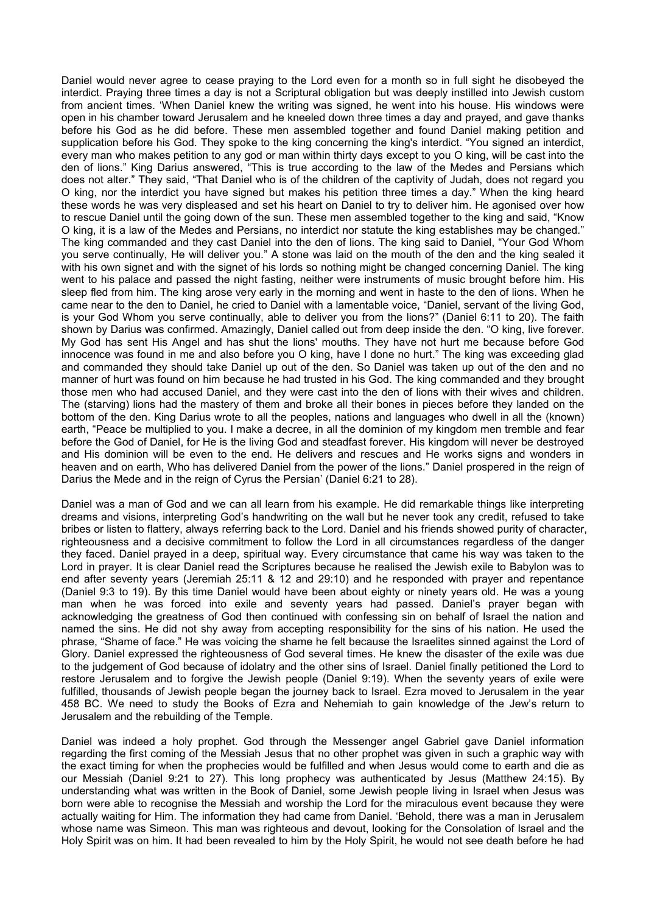Daniel would never agree to cease praying to the Lord even for a month so in full sight he disobeyed the interdict. Praying three times a day is not a Scriptural obligation but was deeply instilled into Jewish custom from ancient times. 'When Daniel knew the writing was signed, he went into his house. His windows were open in his chamber toward Jerusalem and he kneeled down three times a day and prayed, and gave thanks before his God as he did before. These men assembled together and found Daniel making petition and supplication before his God. They spoke to the king concerning the king's interdict. "You signed an interdict, every man who makes petition to any god or man within thirty days except to you O king, will be cast into the den of lions." King Darius answered, "This is true according to the law of the Medes and Persians which does not alter." They said, "That Daniel who is of the children of the captivity of Judah, does not regard you O king, nor the interdict you have signed but makes his petition three times a day." When the king heard these words he was very displeased and set his heart on Daniel to try to deliver him. He agonised over how to rescue Daniel until the going down of the sun. These men assembled together to the king and said, "Know O king, it is a law of the Medes and Persians, no interdict nor statute the king establishes may be changed." The king commanded and they cast Daniel into the den of lions. The king said to Daniel, "Your God Whom you serve continually, He will deliver you." A stone was laid on the mouth of the den and the king sealed it with his own signet and with the signet of his lords so nothing might be changed concerning Daniel. The king went to his palace and passed the night fasting, neither were instruments of music brought before him. His sleep fled from him. The king arose very early in the morning and went in haste to the den of lions. When he came near to the den to Daniel, he cried to Daniel with a lamentable voice, "Daniel, servant of the living God, is your God Whom you serve continually, able to deliver you from the lions?" (Daniel 6:11 to 20). The faith shown by Darius was confirmed. Amazingly, Daniel called out from deep inside the den. "O king, live forever. My God has sent His Angel and has shut the lions' mouths. They have not hurt me because before God innocence was found in me and also before you O king, have I done no hurt." The king was exceeding glad and commanded they should take Daniel up out of the den. So Daniel was taken up out of the den and no manner of hurt was found on him because he had trusted in his God. The king commanded and they brought those men who had accused Daniel, and they were cast into the den of lions with their wives and children. The (starving) lions had the mastery of them and broke all their bones in pieces before they landed on the bottom of the den. King Darius wrote to all the peoples, nations and languages who dwell in all the (known) earth, "Peace be multiplied to you. I make a decree, in all the dominion of my kingdom men tremble and fear before the God of Daniel, for He is the living God and steadfast forever. His kingdom will never be destroyed and His dominion will be even to the end. He delivers and rescues and He works signs and wonders in heaven and on earth, Who has delivered Daniel from the power of the lions." Daniel prospered in the reign of Darius the Mede and in the reign of Cyrus the Persian' (Daniel 6:21 to 28).

Daniel was a man of God and we can all learn from his example. He did remarkable things like interpreting dreams and visions, interpreting God's handwriting on the wall but he never took any credit, refused to take bribes or listen to flattery, always referring back to the Lord. Daniel and his friends showed purity of character, righteousness and a decisive commitment to follow the Lord in all circumstances regardless of the danger they faced. Daniel prayed in a deep, spiritual way. Every circumstance that came his way was taken to the Lord in prayer. It is clear Daniel read the Scriptures because he realised the Jewish exile to Babylon was to end after seventy years (Jeremiah 25:11 & 12 and 29:10) and he responded with prayer and repentance (Daniel 9:3 to 19). By this time Daniel would have been about eighty or ninety years old. He was a young man when he was forced into exile and seventy years had passed. Daniel's prayer began with acknowledging the greatness of God then continued with confessing sin on behalf of Israel the nation and named the sins. He did not shy away from accepting responsibility for the sins of his nation. He used the phrase, "Shame of face." He was voicing the shame he felt because the Israelites sinned against the Lord of Glory. Daniel expressed the righteousness of God several times. He knew the disaster of the exile was due to the judgement of God because of idolatry and the other sins of Israel. Daniel finally petitioned the Lord to restore Jerusalem and to forgive the Jewish people (Daniel 9:19). When the seventy years of exile were fulfilled, thousands of Jewish people began the journey back to Israel. Ezra moved to Jerusalem in the year 458 BC. We need to study the Books of Ezra and Nehemiah to gain knowledge of the Jew's return to Jerusalem and the rebuilding of the Temple.

Daniel was indeed a holy prophet. God through the Messenger angel Gabriel gave Daniel information regarding the first coming of the Messiah Jesus that no other prophet was given in such a graphic way with the exact timing for when the prophecies would be fulfilled and when Jesus would come to earth and die as our Messiah (Daniel 9:21 to 27). This long prophecy was authenticated by Jesus (Matthew 24:15). By understanding what was written in the Book of Daniel, some Jewish people living in Israel when Jesus was born were able to recognise the Messiah and worship the Lord for the miraculous event because they were actually waiting for Him. The information they had came from Daniel. 'Behold, there was a man in Jerusalem whose name was Simeon. This man was righteous and devout, looking for the Consolation of Israel and the Holy Spirit was on him. It had been revealed to him by the Holy Spirit, he would not see death before he had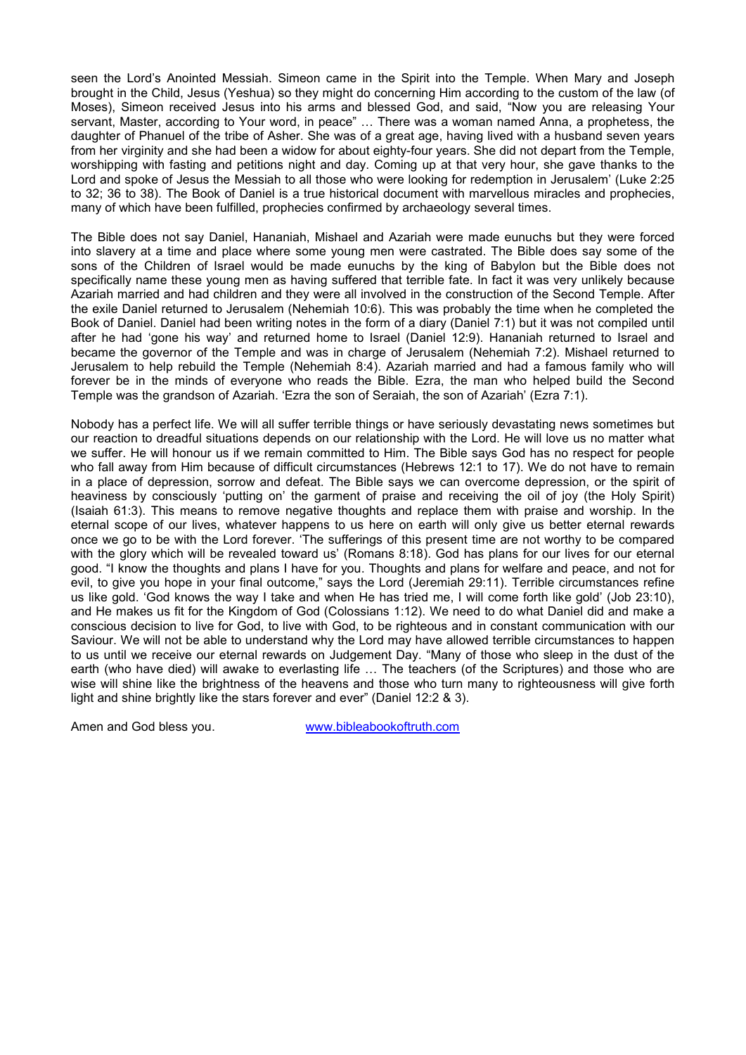seen the Lord's Anointed Messiah. Simeon came in the Spirit into the Temple. When Mary and Joseph brought in the Child, Jesus (Yeshua) so they might do concerning Him according to the custom of the law (of Moses), Simeon received Jesus into his arms and blessed God, and said, "Now you are releasing Your servant, Master, according to Your word, in peace" … There was a woman named Anna, a prophetess, the daughter of Phanuel of the tribe of Asher. She was of a great age, having lived with a husband seven years from her virginity and she had been a widow for about eighty-four years. She did not depart from the Temple, worshipping with fasting and petitions night and day. Coming up at that very hour, she gave thanks to the Lord and spoke of Jesus the Messiah to all those who were looking for redemption in Jerusalem' (Luke 2:25 to 32; 36 to 38). The Book of Daniel is a true historical document with marvellous miracles and prophecies, many of which have been fulfilled, prophecies confirmed by archaeology several times.

The Bible does not say Daniel, Hananiah, Mishael and Azariah were made eunuchs but they were forced into slavery at a time and place where some young men were castrated. The Bible does say some of the sons of the Children of Israel would be made eunuchs by the king of Babylon but the Bible does not specifically name these young men as having suffered that terrible fate. In fact it was very unlikely because Azariah married and had children and they were all involved in the construction of the Second Temple. After the exile Daniel returned to Jerusalem (Nehemiah 10:6). This was probably the time when he completed the Book of Daniel. Daniel had been writing notes in the form of a diary (Daniel 7:1) but it was not compiled until after he had 'gone his way' and returned home to Israel (Daniel 12:9). Hananiah returned to Israel and became the governor of the Temple and was in charge of Jerusalem (Nehemiah 7:2). Mishael returned to Jerusalem to help rebuild the Temple (Nehemiah 8:4). Azariah married and had a famous family who will forever be in the minds of everyone who reads the Bible. Ezra, the man who helped build the Second Temple was the grandson of Azariah. 'Ezra the son of Seraiah, the son of Azariah' (Ezra 7:1).

Nobody has a perfect life. We will all suffer terrible things or have seriously devastating news sometimes but our reaction to dreadful situations depends on our relationship with the Lord. He will love us no matter what we suffer. He will honour us if we remain committed to Him. The Bible says God has no respect for people who fall away from Him because of difficult circumstances (Hebrews 12:1 to 17). We do not have to remain in a place of depression, sorrow and defeat. The Bible says we can overcome depression, or the spirit of heaviness by consciously 'putting on' the garment of praise and receiving the oil of joy (the Holy Spirit) (Isaiah 61:3). This means to remove negative thoughts and replace them with praise and worship. In the eternal scope of our lives, whatever happens to us here on earth will only give us better eternal rewards once we go to be with the Lord forever. 'The sufferings of this present time are not worthy to be compared with the glory which will be revealed toward us' (Romans 8:18). God has plans for our lives for our eternal good. "I know the thoughts and plans I have for you. Thoughts and plans for welfare and peace, and not for evil, to give you hope in your final outcome," says the Lord (Jeremiah 29:11). Terrible circumstances refine us like gold. 'God knows the way I take and when He has tried me, I will come forth like gold' (Job 23:10), and He makes us fit for the Kingdom of God (Colossians 1:12). We need to do what Daniel did and make a conscious decision to live for God, to live with God, to be righteous and in constant communication with our Saviour. We will not be able to understand why the Lord may have allowed terrible circumstances to happen to us until we receive our eternal rewards on Judgement Day. "Many of those who sleep in the dust of the earth (who have died) will awake to everlasting life … The teachers (of the Scriptures) and those who are wise will shine like the brightness of the heavens and those who turn many to righteousness will give forth light and shine brightly like the stars forever and ever" (Daniel 12:2 & 3).

Amen and God bless you. [www.bibleabookoftruth.com](http://www.bibleabookoftruth.com)